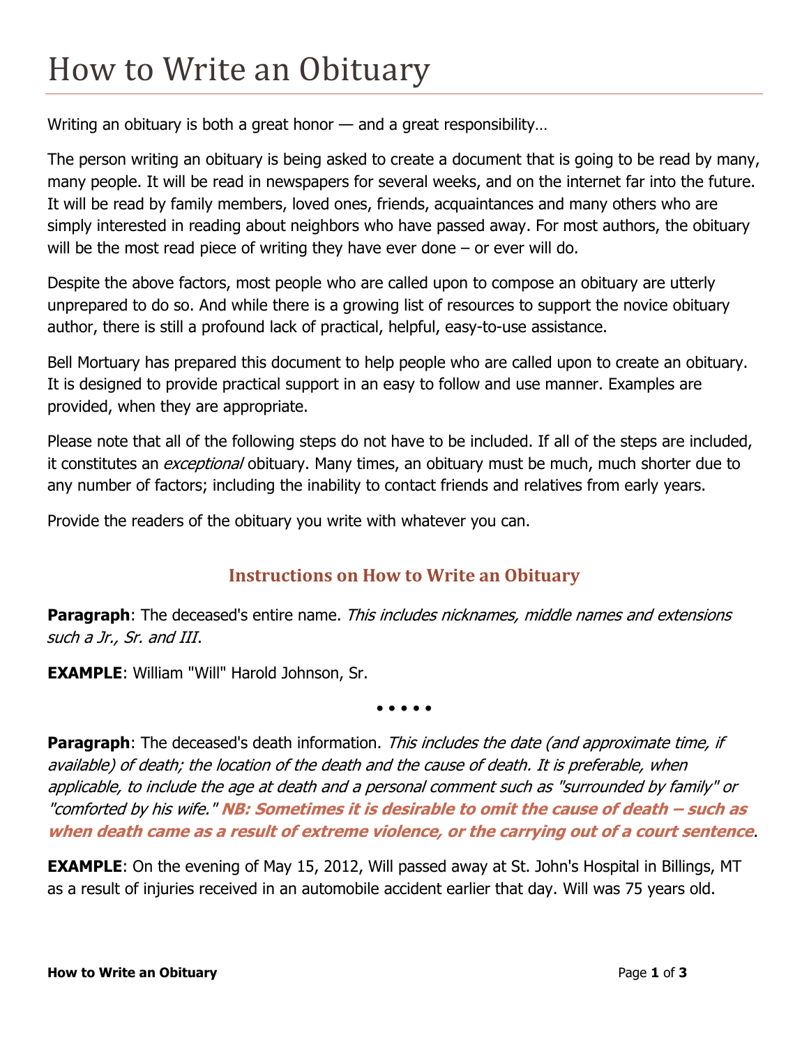# How to Write an Obituary

Writing an obituary is both a great honor — and a great responsibility…

The person writing an obituary is being asked to create a document that is going to be read by many, many people. It will be read in newspapers for several weeks, and on the internet far into the future. It will be read by family members, loved ones, friends, acquaintances and many others who are simply interested in reading about neighbors who have passed away. For most authors, the obituary will be the most read piece of writing they have ever done – or ever will do.

Despite the above factors, most people who are called upon to compose an obituary are utterly unprepared to do so. And while there is a growing list of resources to support the novice obituary author, there is still a profound lack of practical, helpful, easy-to-use assistance.

Bell Mortuary has prepared this document to help people who are called upon to create an obituary. It is designed to provide practical support in an easy to follow and use manner. Examples are provided, when they are appropriate.

Please note that all of the following steps do not have to be included. If all of the steps are included, it constitutes an *exceptional* obituary. Many times, an obituary must be much, much shorter due to any number of factors; including the inability to contact friends and relatives from early years.

Provide the readers of the obituary you write with whatever you can.

## Instructions on How to Write an Obituary

**Paragraph**: The deceased's entire name. *This includes nicknames, middle names and extensions such a Jr., Sr. and III*.

**EXAMPLE**: William "Will" Harold Johnson, Sr.

• • • • •

**Paragraph**: The deceased's death information. *This includes the date (and approximate time, if available) of death; the location of the death and the cause of death. It is preferable, when applicable, to include the age at death and a personal comment such as "surrounded by family" or "comforted by his wife."* ***NB: Sometimes it is desirable to omit the cause of death – such as when death came as a result of extreme violence, or the carrying out of a court sentence***.

**EXAMPLE**: On the evening of May 15, 2012, Will passed away at St. John's Hospital in Billings, MT as a result of injuries received in an automobile accident earlier that day. Will was 75 years old.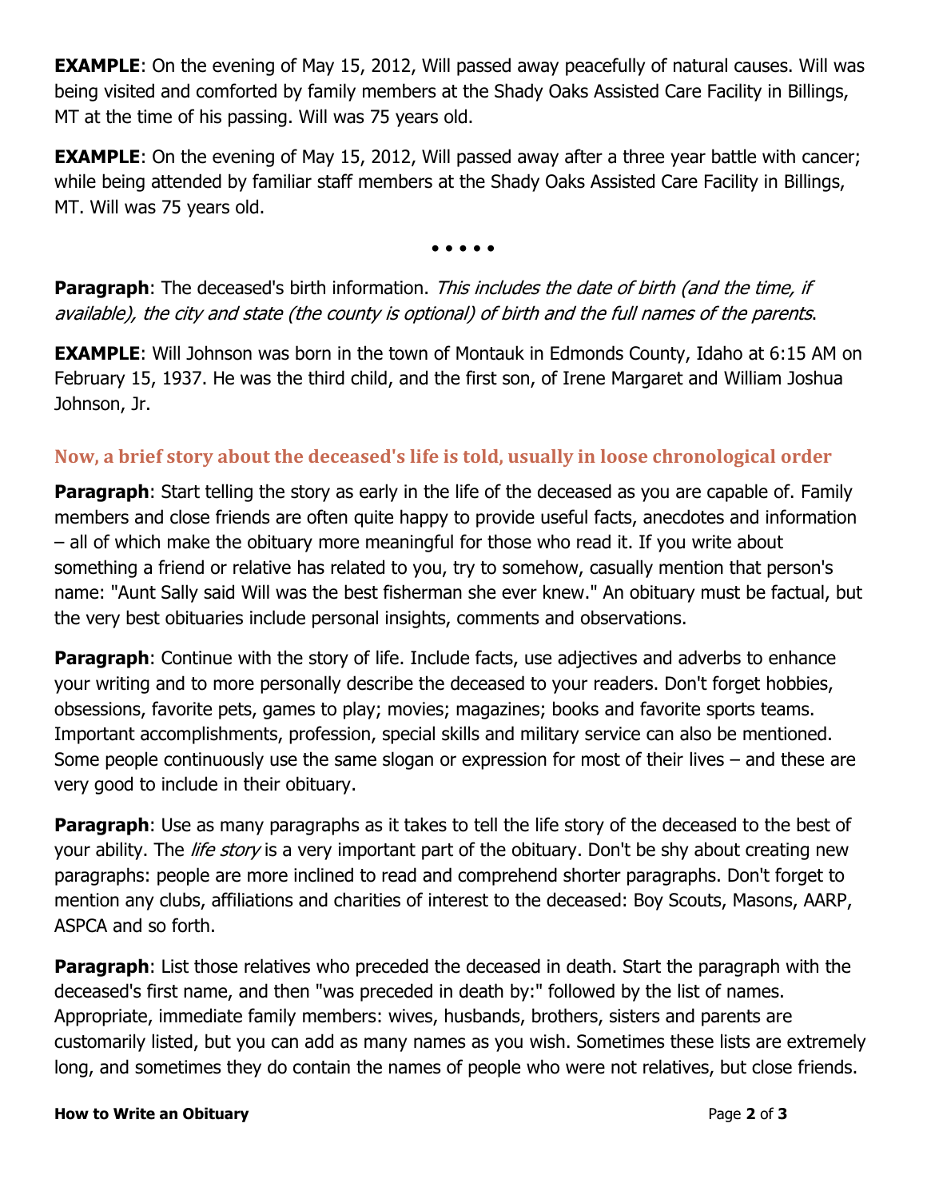**EXAMPLE**: On the evening of May 15, 2012, Will passed away peacefully of natural causes. Will was being visited and comforted by family members at the Shady Oaks Assisted Care Facility in Billings, MT at the time of his passing. Will was 75 years old.

**EXAMPLE**: On the evening of May 15, 2012, Will passed away after a three year battle with cancer; while being attended by familiar staff members at the Shady Oaks Assisted Care Facility in Billings, MT. Will was 75 years old.

• • • • •

**Paragraph**: The deceased's birth information. *This includes the date of birth (and the time, if available), the city and state (the county is optional) of birth and the full names of the parents*.

**EXAMPLE**: Will Johnson was born in the town of Montauk in Edmonds County, Idaho at 6:15 AM on February 15, 1937. He was the third child, and the first son, of Irene Margaret and William Joshua Johnson, Jr.

## Now, a brief story about the deceased's life is told, usually in loose chronological order

**Paragraph**: Start telling the story as early in the life of the deceased as you are capable of. Family members and close friends are often quite happy to provide useful facts, anecdotes and information – all of which make the obituary more meaningful for those who read it. If you write about something a friend or relative has related to you, try to somehow, casually mention that person's name: "Aunt Sally said Will was the best fisherman she ever knew." An obituary must be factual, but the very best obituaries include personal insights, comments and observations.

**Paragraph**: Continue with the story of life. Include facts, use adjectives and adverbs to enhance your writing and to more personally describe the deceased to your readers. Don't forget hobbies, obsessions, favorite pets, games to play; movies; magazines; books and favorite sports teams. Important accomplishments, profession, special skills and military service can also be mentioned. Some people continuously use the same slogan or expression for most of their lives – and these are very good to include in their obituary.

**Paragraph**: Use as many paragraphs as it takes to tell the life story of the deceased to the best of your ability. The *life story* is a very important part of the obituary. Don't be shy about creating new paragraphs: people are more inclined to read and comprehend shorter paragraphs. Don't forget to mention any clubs, affiliations and charities of interest to the deceased: Boy Scouts, Masons, AARP, ASPCA and so forth.

**Paragraph**: List those relatives who preceded the deceased in death. Start the paragraph with the deceased's first name, and then "was preceded in death by:" followed by the list of names. Appropriate, immediate family members: wives, husbands, brothers, sisters and parents are customarily listed, but you can add as many names as you wish. Sometimes these lists are extremely long, and sometimes they do contain the names of people who were not relatives, but close friends.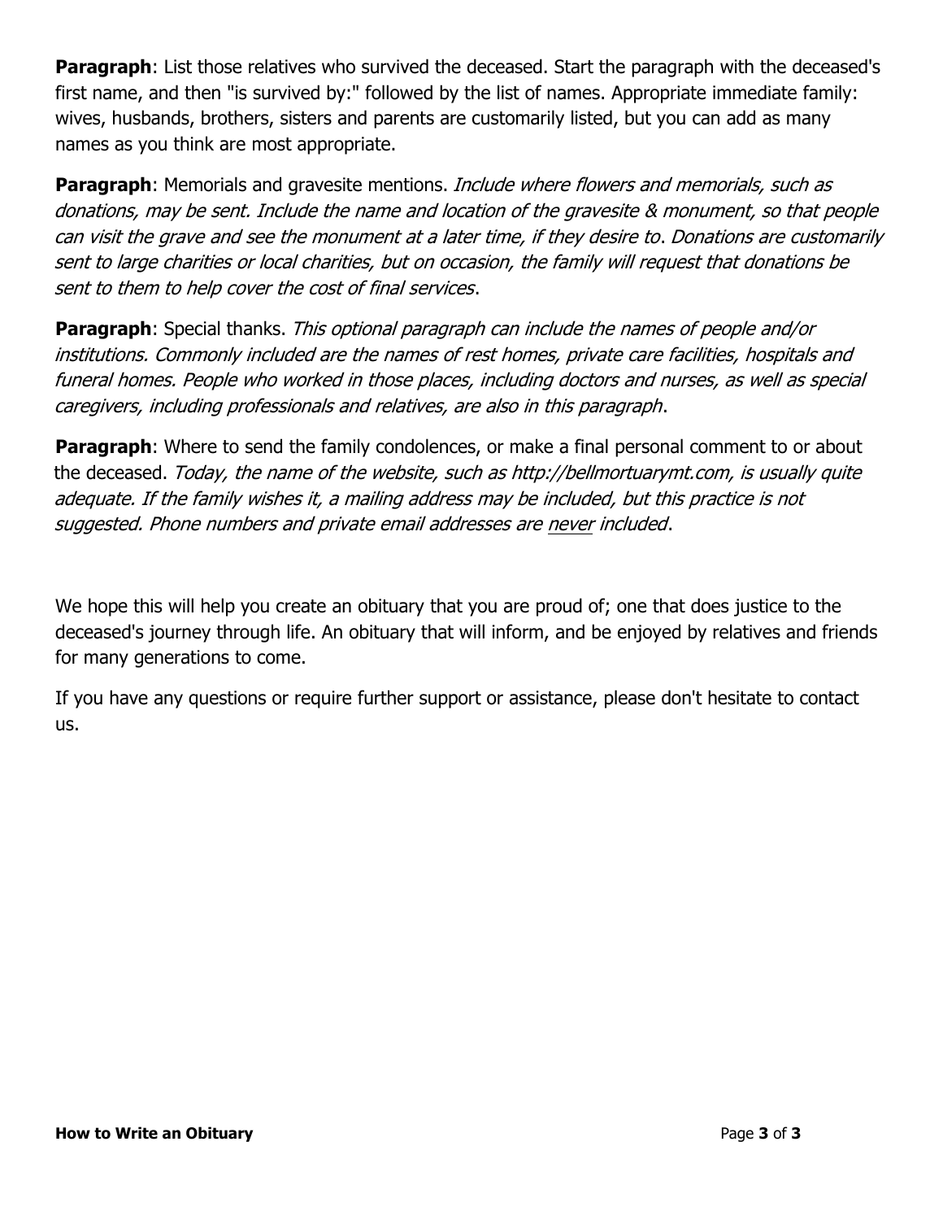**Paragraph**: List those relatives who survived the deceased. Start the paragraph with the deceased's first name, and then "is survived by:" followed by the list of names. Appropriate immediate family: wives, husbands, brothers, sisters and parents are customarily listed, but you can add as many names as you think are most appropriate.

**Paragraph**: Memorials and gravesite mentions. *Include where flowers and memorials, such as donations, may be sent. Include the name and location of the gravesite & monument, so that people can visit the grave and see the monument at a later time, if they desire to*. *Donations are customarily sent to large charities or local charities, but on occasion, the family will request that donations be sent to them to help cover the cost of final services*.

**Paragraph**: Special thanks. *This optional paragraph can include the names of people and/or institutions. Commonly included are the names of rest homes, private care facilities, hospitals and funeral homes. People who worked in those places, including doctors and nurses, as well as special caregivers, including professionals and relatives, are also in this paragraph*.

**Paragraph**: Where to send the family condolences, or make a final personal comment to or about the deceased. *Today, the name of the website, such as http://bellmortuarymt.com, is usually quite adequate. If the family wishes it, a mailing address may be included, but this practice is not suggested. Phone numbers and private email addresses are <u>never</u> included*.

We hope this will help you create an obituary that you are proud of; one that does justice to the deceased's journey through life. An obituary that will inform, and be enjoyed by relatives and friends for many generations to come.

If you have any questions or require further support or assistance, please don't hesitate to contact us.